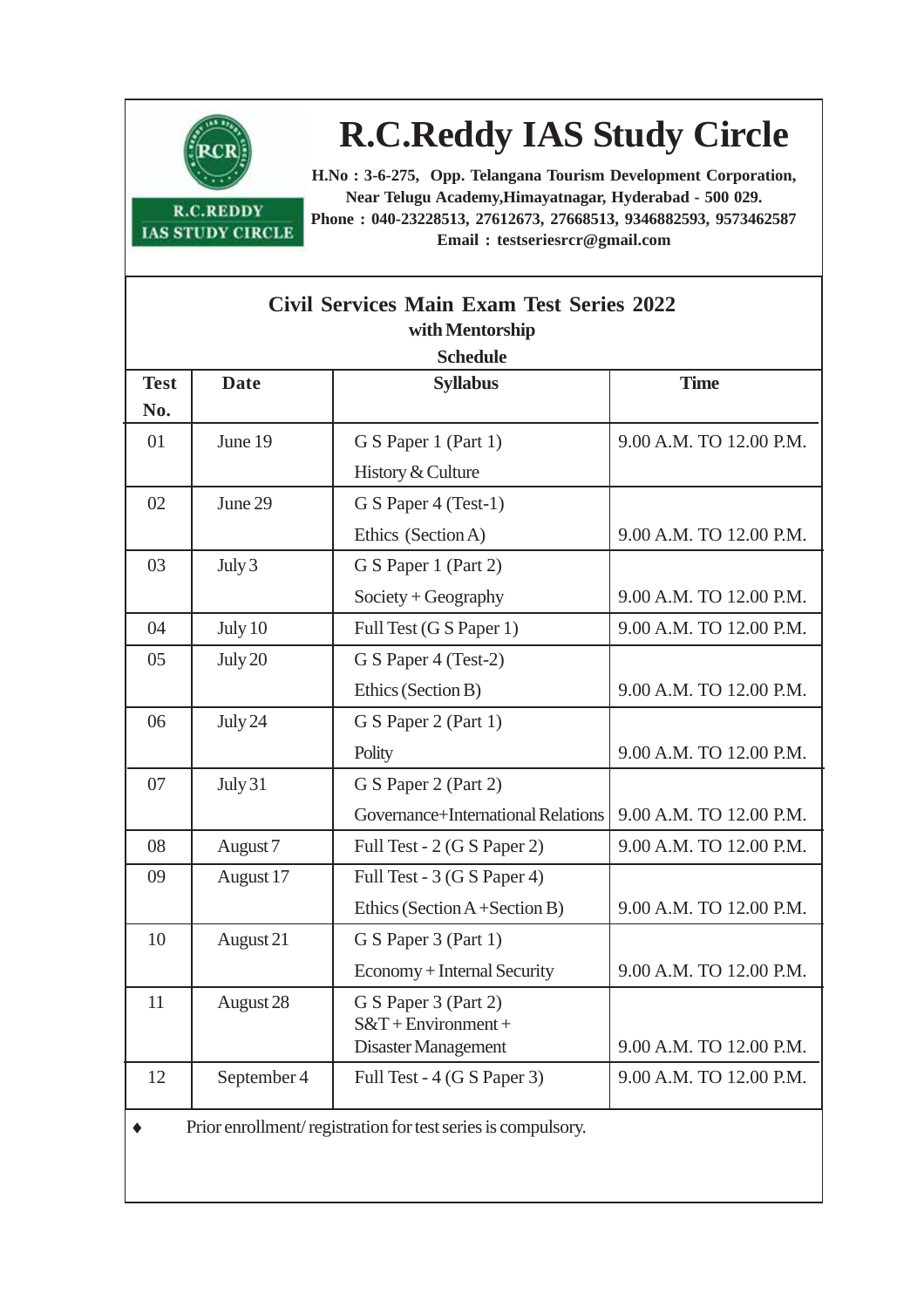R.C.REDDY
IAS STUDY CIRCLE

# R.C.Reddy IAS Study Circle

**H.No : 3-6-275, Opp. Telangana Tourism Development Corporation, Near Telugu Academy,Himayatnagar, Hyderabad - 500 029.**
**Phone : 040-23228513, 27612673, 27668513, 9346882593, 9573462587**
**Email : testseriesrcr@gmail.com**

## Civil Services Main Exam Test Series 2022

**with Mentorship**

**Schedule**

| Test No. | Date | Syllabus | Time |
|---|---|---|---|
| 01 | June 19 | G S Paper 1 (Part 1)<br>History & Culture | 9.00 A.M. TO 12.00 P.M. |
| 02 | June 29 | G S Paper 4 (Test-1)<br>Ethics (Section A) | 9.00 A.M. TO 12.00 P.M. |
| 03 | July 3 | G S Paper 1 (Part 2)<br>Society + Geography | 9.00 A.M. TO 12.00 P.M. |
| 04 | July 10 | Full Test (G S Paper 1) | 9.00 A.M. TO 12.00 P.M. |
| 05 | July 20 | G S Paper 4 (Test-2)<br>Ethics (Section B) | 9.00 A.M. TO 12.00 P.M. |
| 06 | July 24 | G S Paper 2 (Part 1)<br>Polity | 9.00 A.M. TO 12.00 P.M. |
| 07 | July 31 | G S Paper 2 (Part 2)<br>Governance+International Relations | 9.00 A.M. TO 12.00 P.M. |
| 08 | August 7 | Full Test - 2 (G S Paper 2) | 9.00 A.M. TO 12.00 P.M. |
| 09 | August 17 | Full Test - 3 (G S Paper 4)<br>Ethics (Section A +Section B) | 9.00 A.M. TO 12.00 P.M. |
| 10 | August 21 | G S Paper 3 (Part 1)<br>Economy + Internal Security | 9.00 A.M. TO 12.00 P.M. |
| 11 | August 28 | G S Paper 3 (Part 2)<br>S&T + Environment +<br>Disaster Management | 9.00 A.M. TO 12.00 P.M. |
| 12 | September 4 | Full Test - 4 (G S Paper 3) | 9.00 A.M. TO 12.00 P.M. |

- Prior enrollment/ registration for test series is compulsory.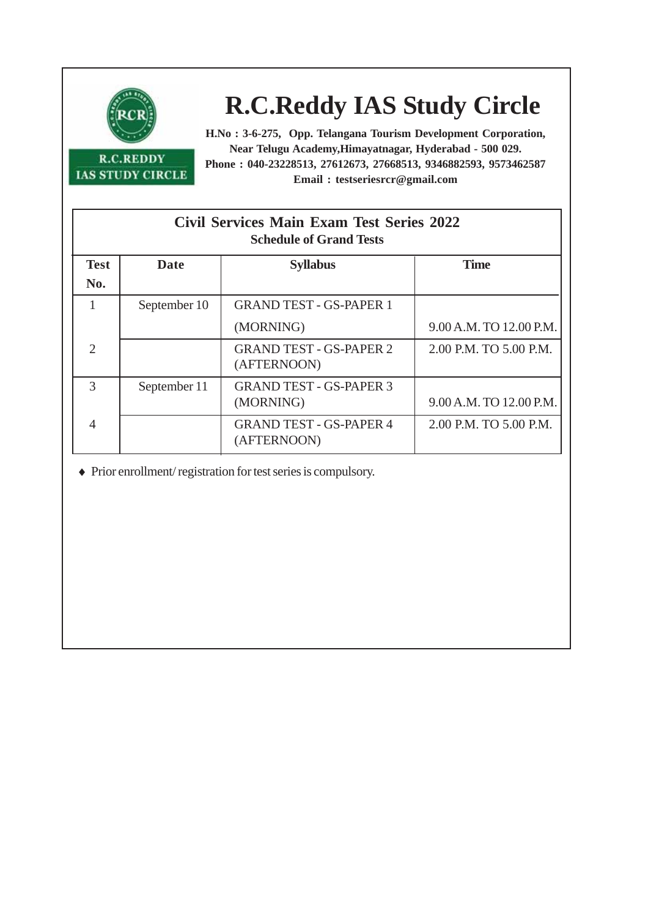# R.C.Reddy IAS Study Circle

**H.No : 3-6-275, Opp. Telangana Tourism Development Corporation,**
**Near Telugu Academy,Himayatnagar, Hyderabad - 500 029.**
**Phone : 040-23228513, 27612673, 27668513, 9346882593, 9573462587**
**Email : testseriesrcr@gmail.com**

## Civil Services Main Exam Test Series 2022

### Schedule of Grand Tests

| Test No. | Date | Syllabus | Time |
|---|---|---|---|
| 1 | September 10 | GRAND TEST - GS-PAPER 1 (MORNING) | 9.00 A.M. TO 12.00 P.M. |
| 2 | | GRAND TEST - GS-PAPER 2 (AFTERNOON) | 2.00 P.M. TO 5.00 P.M. |
| 3 | September 11 | GRAND TEST - GS-PAPER 3 (MORNING) | 9.00 A.M. TO 12.00 P.M. |
| 4 | | GRAND TEST - GS-PAPER 4 (AFTERNOON) | 2.00 P.M. TO 5.00 P.M. |

- Prior enrollment/ registration for test series is compulsory.